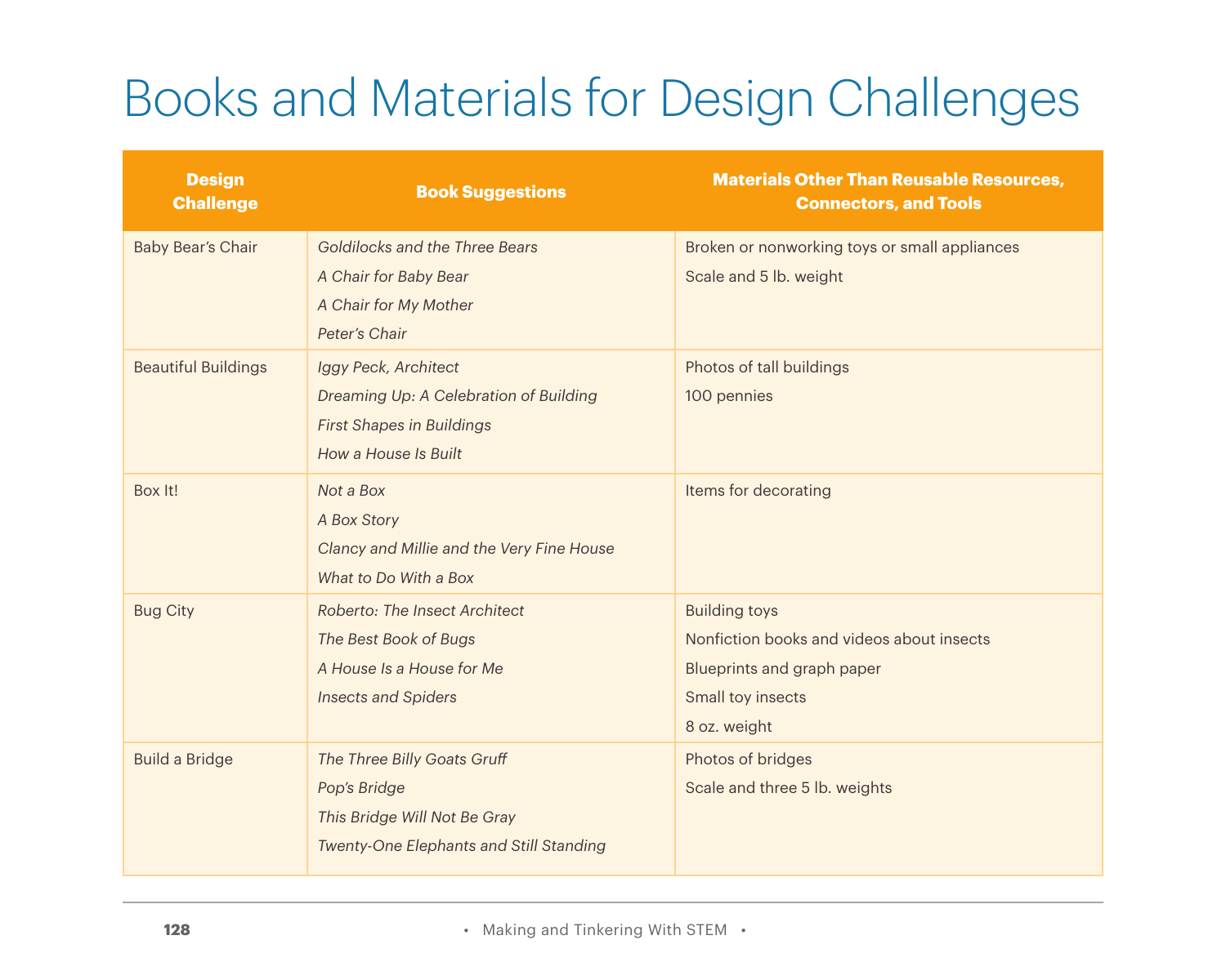# Books and Materials for Design Challenges

| Design Challenge | Book Suggestions | Materials Other Than Reusable Resources, Connectors, and Tools |
|---|---|---|
| Baby Bear's Chair | *Goldilocks and the Three Bears*<br>*A Chair for Baby Bear*<br>*A Chair for My Mother*<br>*Peter's Chair* | Broken or nonworking toys or small appliances<br>Scale and 5 lb. weight |
| Beautiful Buildings | *Iggy Peck, Architect*<br>*Dreaming Up: A Celebration of Building*<br>*First Shapes in Buildings*<br>*How a House Is Built* | Photos of tall buildings<br>100 pennies |
| Box It! | *Not a Box*<br>*A Box Story*<br>*Clancy and Millie and the Very Fine House*<br>*What to Do With a Box* | Items for decorating |
| Bug City | *Roberto: The Insect Architect*<br>*The Best Book of Bugs*<br>*A House Is a House for Me*<br>*Insects and Spiders* | Building toys<br>Nonfiction books and videos about insects<br>Blueprints and graph paper<br>Small toy insects<br>8 oz. weight |
| Build a Bridge | *The Three Billy Goats Gruff*<br>*Pop's Bridge*<br>*This Bridge Will Not Be Gray*<br>*Twenty-One Elephants and Still Standing* | Photos of bridges<br>Scale and three 5 lb. weights |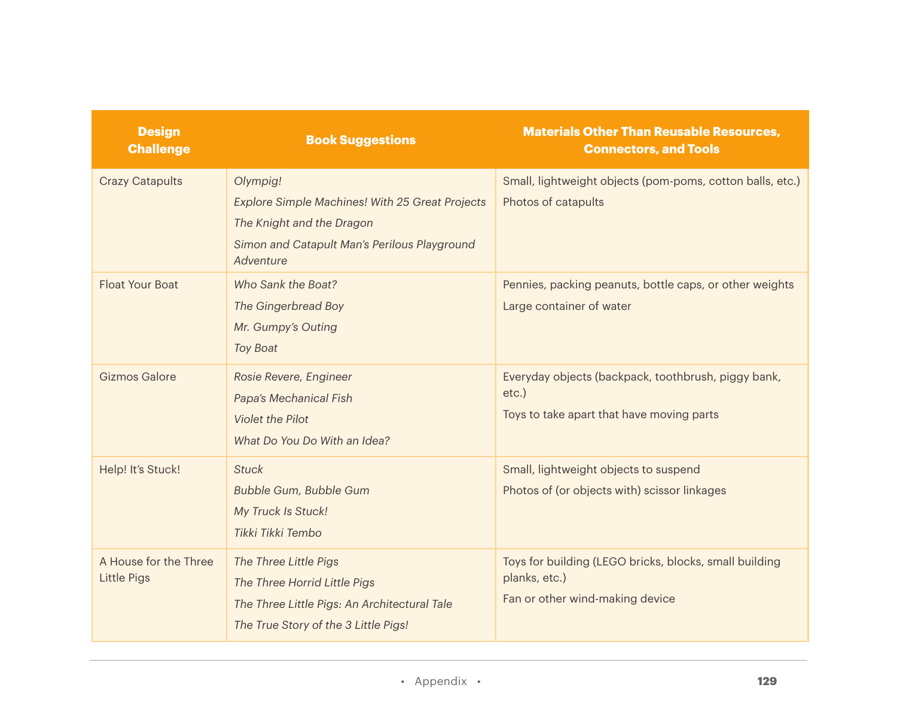| Design Challenge | Book Suggestions | Materials Other Than Reusable Resources, Connectors, and Tools |
|---|---|---|
| Crazy Catapults | *Olympig!*<br>*Explore Simple Machines! With 25 Great Projects*<br>*The Knight and the Dragon*<br>*Simon and Catapult Man's Perilous Playground Adventure* | Small, lightweight objects (pom-poms, cotton balls, etc.)<br>Photos of catapults |
| Float Your Boat | *Who Sank the Boat?*<br>*The Gingerbread Boy*<br>*Mr. Gumpy's Outing*<br>*Toy Boat* | Pennies, packing peanuts, bottle caps, or other weights<br>Large container of water |
| Gizmos Galore | *Rosie Revere, Engineer*<br>*Papa's Mechanical Fish*<br>*Violet the Pilot*<br>*What Do You Do With an Idea?* | Everyday objects (backpack, toothbrush, piggy bank, etc.)<br>Toys to take apart that have moving parts |
| Help! It's Stuck! | *Stuck*<br>*Bubble Gum, Bubble Gum*<br>*My Truck Is Stuck!*<br>*Tikki Tikki Tembo* | Small, lightweight objects to suspend<br>Photos of (or objects with) scissor linkages |
| A House for the Three Little Pigs | *The Three Little Pigs*<br>*The Three Horrid Little Pigs*<br>*The Three Little Pigs: An Architectural Tale*<br>*The True Story of the 3 Little Pigs!* | Toys for building (LEGO bricks, blocks, small building planks, etc.)<br>Fan or other wind-making device |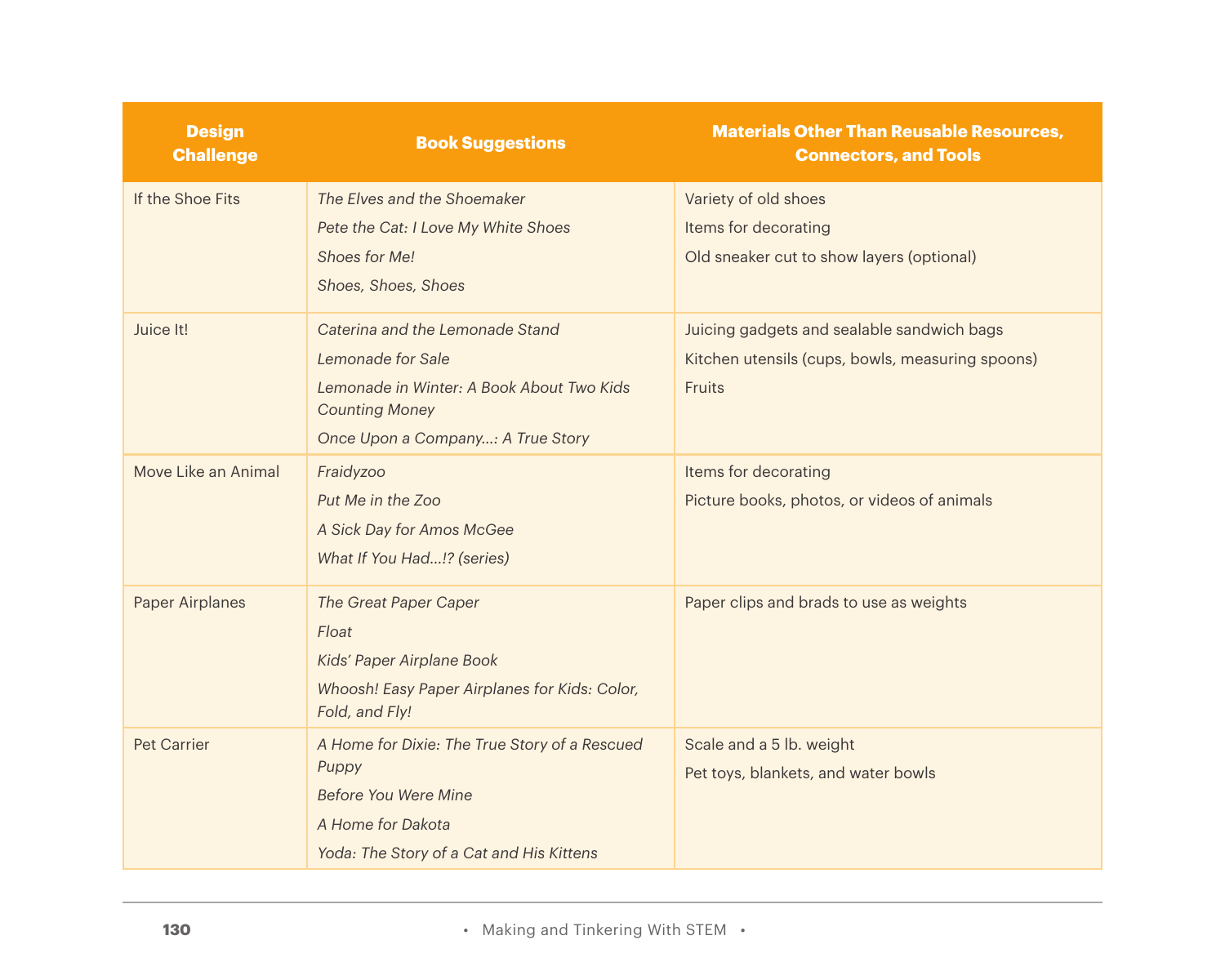| Design Challenge | Book Suggestions | Materials Other Than Reusable Resources, Connectors, and Tools |
|---|---|---|
| If the Shoe Fits | *The Elves and the Shoemaker*<br>*Pete the Cat: I Love My White Shoes*<br>*Shoes for Me!*<br>*Shoes, Shoes, Shoes* | Variety of old shoes<br>Items for decorating<br>Old sneaker cut to show layers (optional) |
| Juice It! | *Caterina and the Lemonade Stand*<br>*Lemonade for Sale*<br>*Lemonade in Winter: A Book About Two Kids Counting Money*<br>*Once Upon a Company...: A True Story* | Juicing gadgets and sealable sandwich bags<br>Kitchen utensils (cups, bowls, measuring spoons)<br>Fruits |
| Move Like an Animal | *Fraidyzoo*<br>*Put Me in the Zoo*<br>*A Sick Day for Amos McGee*<br>*What If You Had...!? (series)* | Items for decorating<br>Picture books, photos, or videos of animals |
| Paper Airplanes | *The Great Paper Caper*<br>*Float*<br>*Kids' Paper Airplane Book*<br>*Whoosh! Easy Paper Airplanes for Kids: Color, Fold, and Fly!* | Paper clips and brads to use as weights |
| Pet Carrier | *A Home for Dixie: The True Story of a Rescued Puppy*<br>*Before You Were Mine*<br>*A Home for Dakota*<br>*Yoda: The Story of a Cat and His Kittens* | Scale and a 5 lb. weight<br>Pet toys, blankets, and water bowls |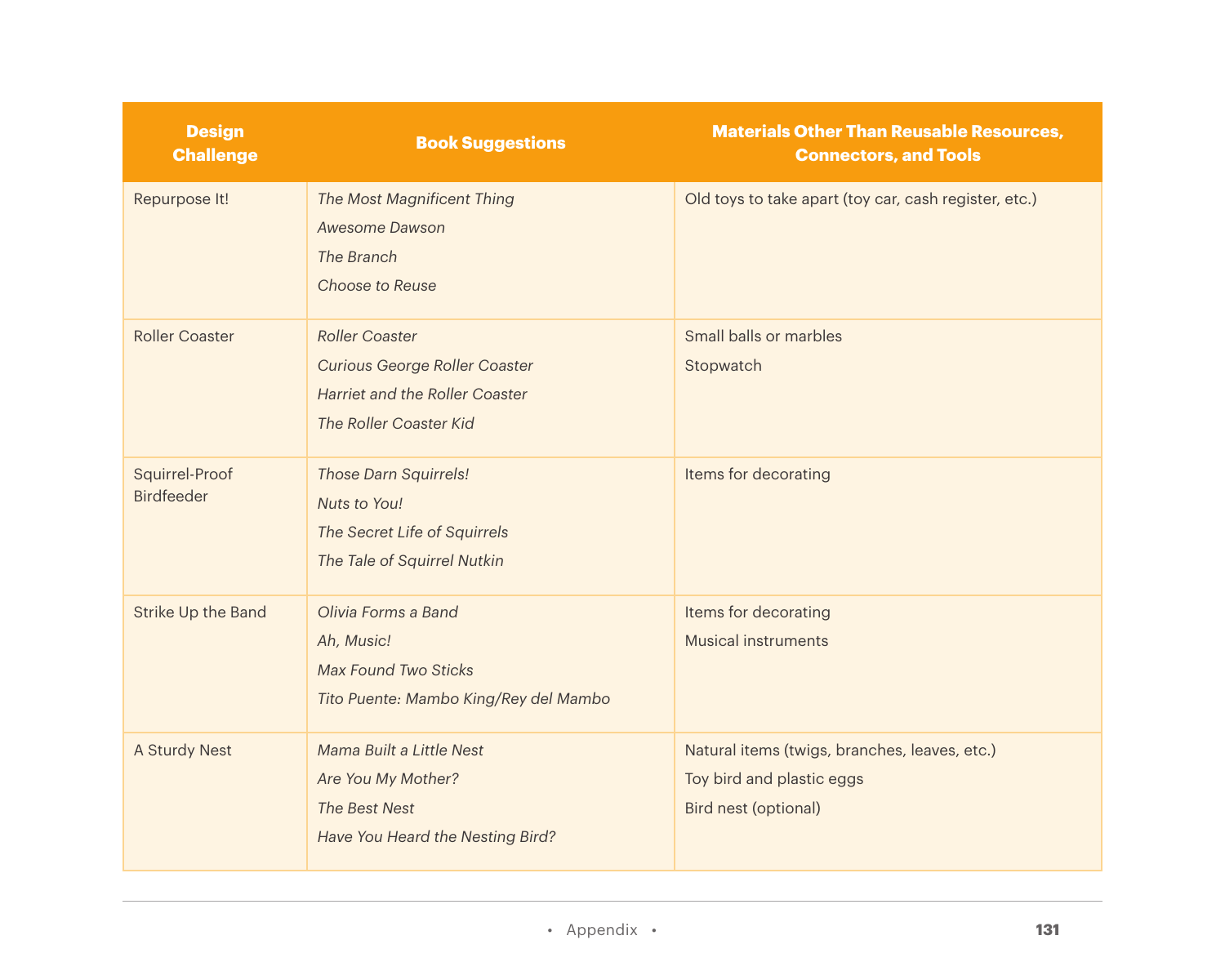| Design Challenge | Book Suggestions | Materials Other Than Reusable Resources, Connectors, and Tools |
|---|---|---|
| Repurpose It! | *The Most Magnificent Thing*<br>*Awesome Dawson*<br>*The Branch*<br>*Choose to Reuse* | Old toys to take apart (toy car, cash register, etc.) |
| Roller Coaster | *Roller Coaster*<br>*Curious George Roller Coaster*<br>*Harriet and the Roller Coaster*<br>*The Roller Coaster Kid* | Small balls or marbles<br>Stopwatch |
| Squirrel-Proof Birdfeeder | *Those Darn Squirrels!*<br>*Nuts to You!*<br>*The Secret Life of Squirrels*<br>*The Tale of Squirrel Nutkin* | Items for decorating |
| Strike Up the Band | *Olivia Forms a Band*<br>*Ah, Music!*<br>*Max Found Two Sticks*<br>*Tito Puente: Mambo King/Rey del Mambo* | Items for decorating<br>Musical instruments |
| A Sturdy Nest | *Mama Built a Little Nest*<br>*Are You My Mother?*<br>*The Best Nest*<br>*Have You Heard the Nesting Bird?* | Natural items (twigs, branches, leaves, etc.)<br>Toy bird and plastic eggs<br>Bird nest (optional) |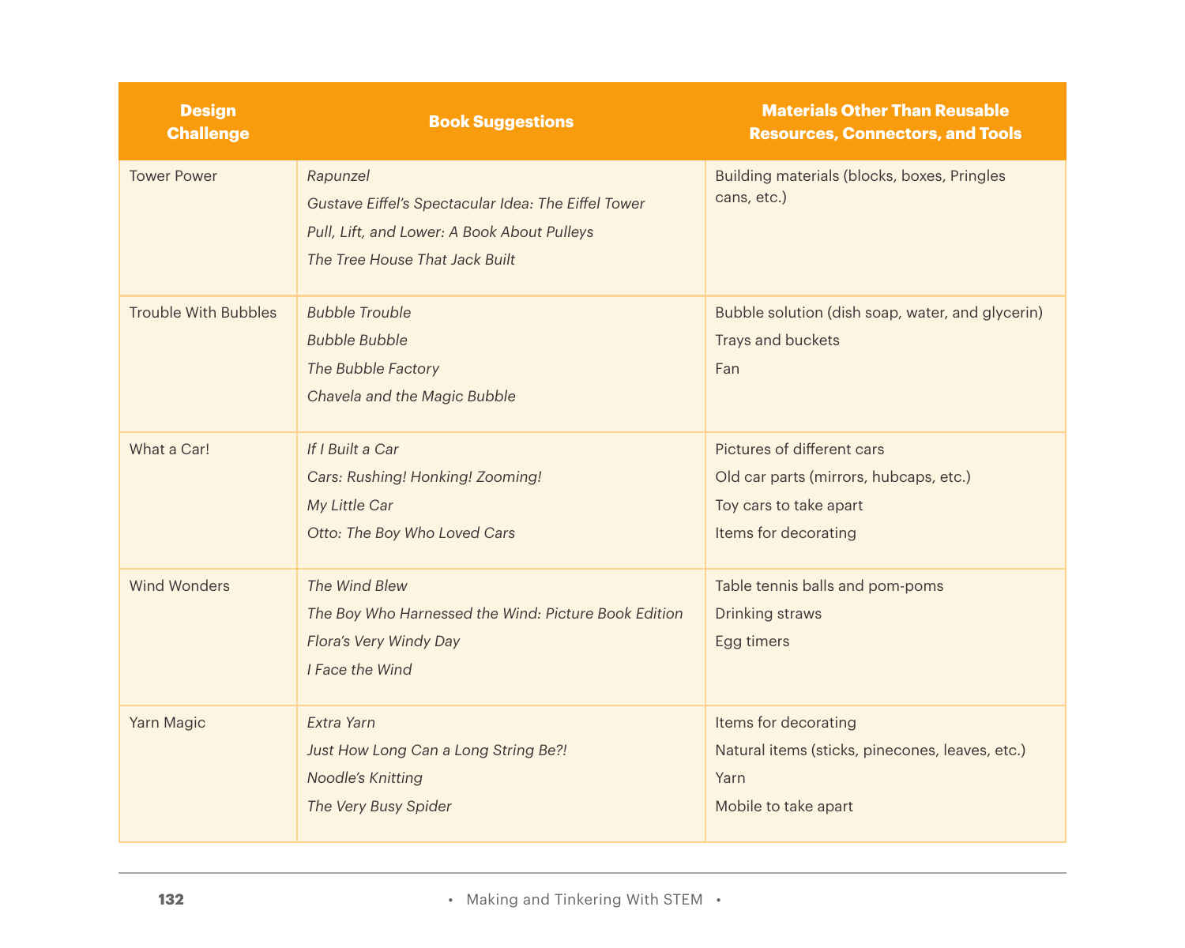| Design Challenge | Book Suggestions | Materials Other Than Reusable Resources, Connectors, and Tools |
|---|---|---|
| Tower Power | *Rapunzel*<br>*Gustave Eiffel's Spectacular Idea: The Eiffel Tower*<br>*Pull, Lift, and Lower: A Book About Pulleys*<br>*The Tree House That Jack Built* | Building materials (blocks, boxes, Pringles cans, etc.) |
| Trouble With Bubbles | *Bubble Trouble*<br>*Bubble Bubble*<br>*The Bubble Factory*<br>*Chavela and the Magic Bubble* | Bubble solution (dish soap, water, and glycerin)<br>Trays and buckets<br>Fan |
| What a Car! | *If I Built a Car*<br>*Cars: Rushing! Honking! Zooming!*<br>*My Little Car*<br>*Otto: The Boy Who Loved Cars* | Pictures of different cars<br>Old car parts (mirrors, hubcaps, etc.)<br>Toy cars to take apart<br>Items for decorating |
| Wind Wonders | *The Wind Blew*<br>*The Boy Who Harnessed the Wind: Picture Book Edition*<br>*Flora's Very Windy Day*<br>*I Face the Wind* | Table tennis balls and pom-poms<br>Drinking straws<br>Egg timers |
| Yarn Magic | *Extra Yarn*<br>*Just How Long Can a Long String Be?!*<br>*Noodle's Knitting*<br>*The Very Busy Spider* | Items for decorating<br>Natural items (sticks, pinecones, leaves, etc.)<br>Yarn<br>Mobile to take apart |